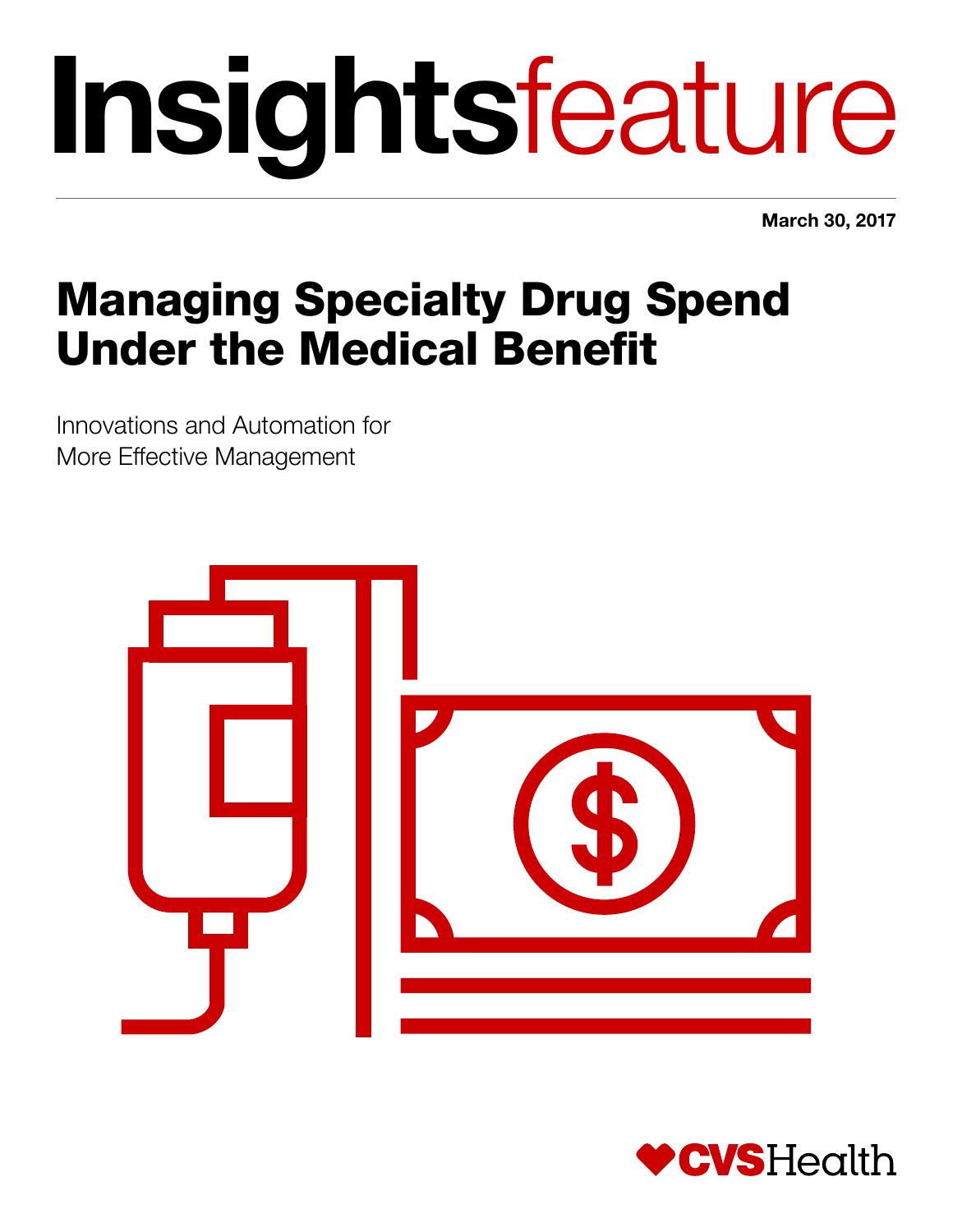# Insightsfeature

March 30, 2017

## Managing Specialty Drug Spend Under the Medical Benefit

Innovations and Automation for More Effective Management

CVSHealth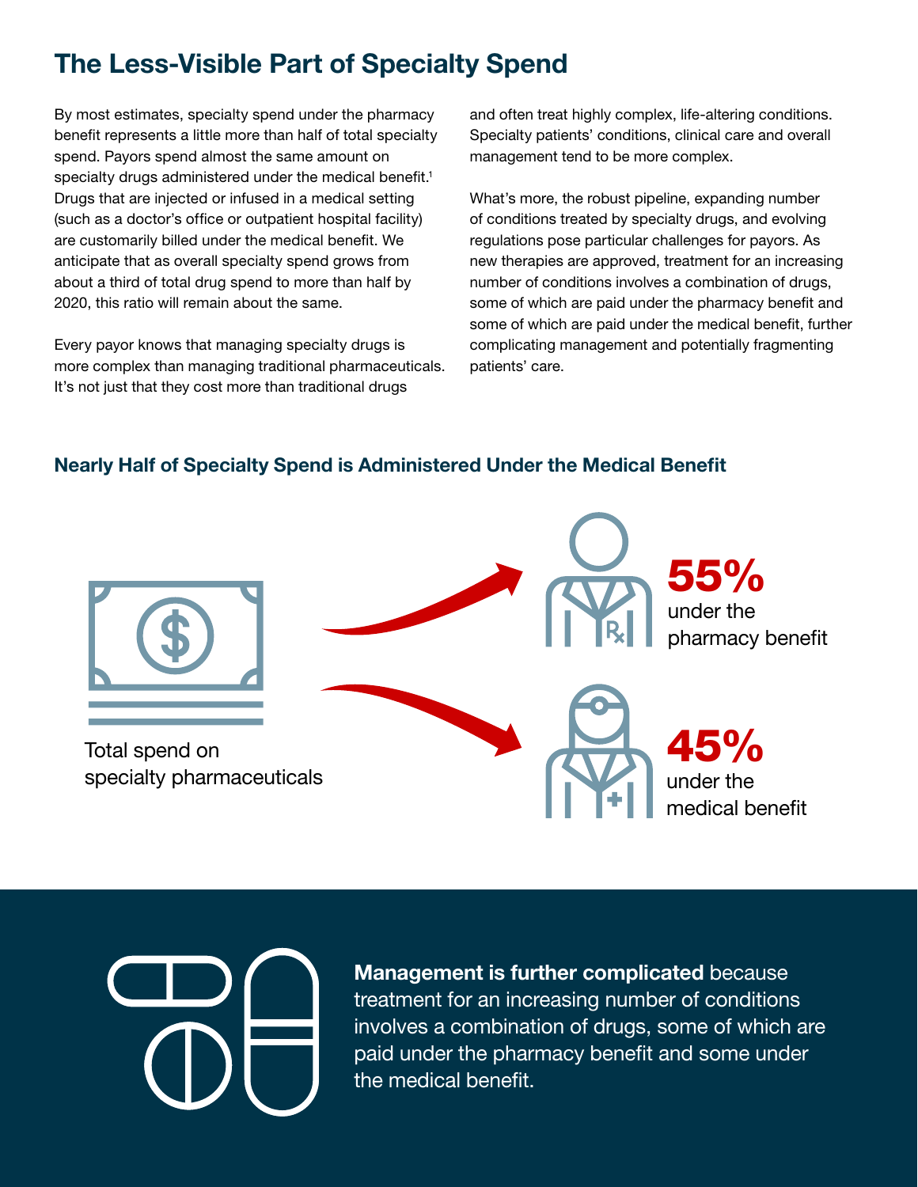# The Less-Visible Part of Specialty Spend

By most estimates, specialty spend under the pharmacy benefit represents a little more than half of total specialty spend. Payors spend almost the same amount on specialty drugs administered under the medical benefit.[1] Drugs that are injected or infused in a medical setting (such as a doctor's office or outpatient hospital facility) are customarily billed under the medical benefit. We anticipate that as overall specialty spend grows from about a third of total drug spend to more than half by 2020, this ratio will remain about the same.

Every payor knows that managing specialty drugs is more complex than managing traditional pharmaceuticals. It's not just that they cost more than traditional drugs and often treat highly complex, life-altering conditions. Specialty patients' conditions, clinical care and overall management tend to be more complex.

What's more, the robust pipeline, expanding number of conditions treated by specialty drugs, and evolving regulations pose particular challenges for payors. As new therapies are approved, treatment for an increasing number of conditions involves a combination of drugs, some of which are paid under the pharmacy benefit and some of which are paid under the medical benefit, further complicating management and potentially fragmenting patients' care.

## Nearly Half of Specialty Spend is Administered Under the Medical Benefit

Total spend on specialty pharmaceuticals

**55%** under the pharmacy benefit

**45%** under the medical benefit

**Management is further complicated** because treatment for an increasing number of conditions involves a combination of drugs, some of which are paid under the pharmacy benefit and some under the medical benefit.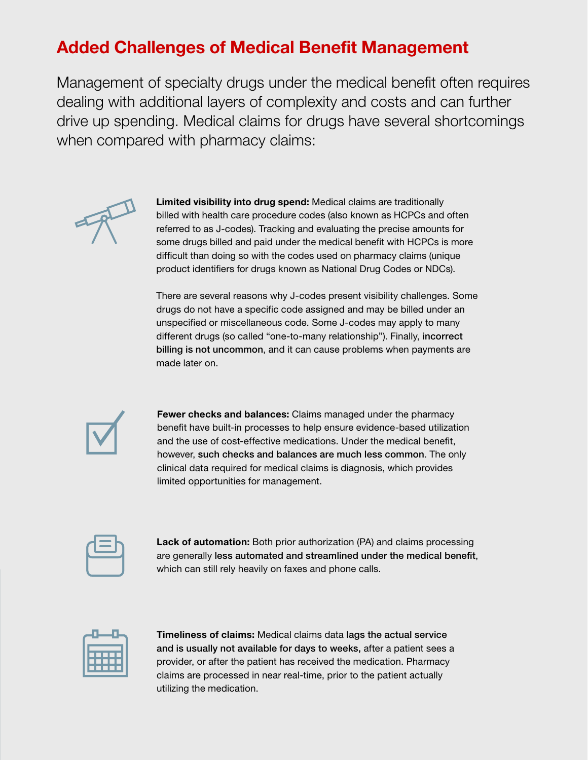## Added Challenges of Medical Benefit Management

Management of specialty drugs under the medical benefit often requires dealing with additional layers of complexity and costs and can further drive up spending. Medical claims for drugs have several shortcomings when compared with pharmacy claims:

**Limited visibility into drug spend:** Medical claims are traditionally billed with health care procedure codes (also known as HCPCs and often referred to as J-codes). Tracking and evaluating the precise amounts for some drugs billed and paid under the medical benefit with HCPCs is more difficult than doing so with the codes used on pharmacy claims (unique product identifiers for drugs known as National Drug Codes or NDCs).

There are several reasons why J-codes present visibility challenges. Some drugs do not have a specific code assigned and may be billed under an unspecified or miscellaneous code. Some J-codes may apply to many different drugs (so called "one-to-many relationship"). Finally, **incorrect billing is not uncommon**, and it can cause problems when payments are made later on.

**Fewer checks and balances:** Claims managed under the pharmacy benefit have built-in processes to help ensure evidence-based utilization and the use of cost-effective medications. Under the medical benefit, however, **such checks and balances are much less common**. The only clinical data required for medical claims is diagnosis, which provides limited opportunities for management.

**Lack of automation:** Both prior authorization (PA) and claims processing are generally **less automated and streamlined under the medical benefit**, which can still rely heavily on faxes and phone calls.

**Timeliness of claims:** Medical claims data **lags the actual service and is usually not available for days to weeks,** after a patient sees a provider, or after the patient has received the medication. Pharmacy claims are processed in near real-time, prior to the patient actually utilizing the medication.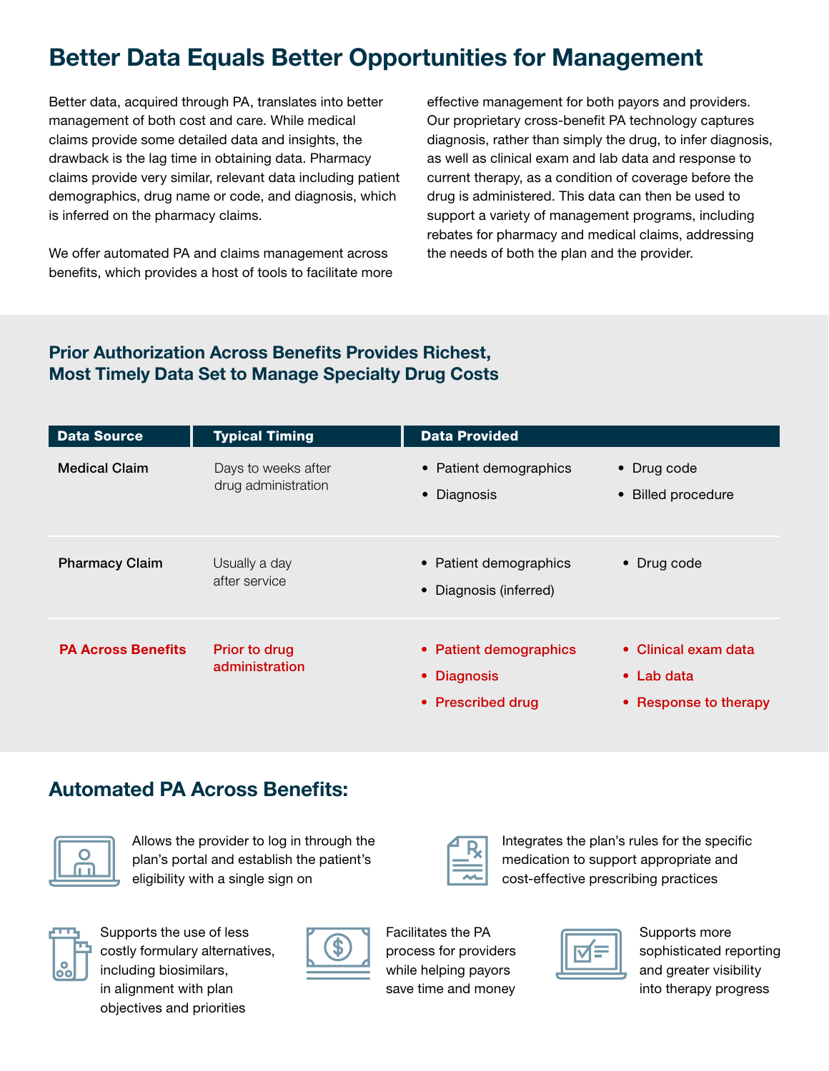# Better Data Equals Better Opportunities for Management

Better data, acquired through PA, translates into better management of both cost and care. While medical claims provide some detailed data and insights, the drawback is the lag time in obtaining data. Pharmacy claims provide very similar, relevant data including patient demographics, drug name or code, and diagnosis, which is inferred on the pharmacy claims.

We offer automated PA and claims management across benefits, which provides a host of tools to facilitate more effective management for both payors and providers. Our proprietary cross-benefit PA technology captures diagnosis, rather than simply the drug, to infer diagnosis, as well as clinical exam and lab data and response to current therapy, as a condition of coverage before the drug is administered. This data can then be used to support a variety of management programs, including rebates for pharmacy and medical claims, addressing the needs of both the plan and the provider.

## Prior Authorization Across Benefits Provides Richest, Most Timely Data Set to Manage Specialty Drug Costs

| Data Source | Typical Timing | Data Provided | |
|---|---|---|---|
| Medical Claim | Days to weeks after drug administration | • Patient demographics<br>• Diagnosis | • Drug code<br>• Billed procedure |
| Pharmacy Claim | Usually a day after service | • Patient demographics<br>• Diagnosis (inferred) | • Drug code |
| **PA Across Benefits** | **Prior to drug administration** | **• Patient demographics<br>• Diagnosis<br>• Prescribed drug** | **• Clinical exam data<br>• Lab data<br>• Response to therapy** |

## Automated PA Across Benefits:

- Allows the provider to log in through the plan's portal and establish the patient's eligibility with a single sign on
- Integrates the plan's rules for the specific medication to support appropriate and cost-effective prescribing practices
- Supports the use of less costly formulary alternatives, including biosimilars, in alignment with plan objectives and priorities
- Facilitates the PA process for providers while helping payors save time and money
- Supports more sophisticated reporting and greater visibility into therapy progress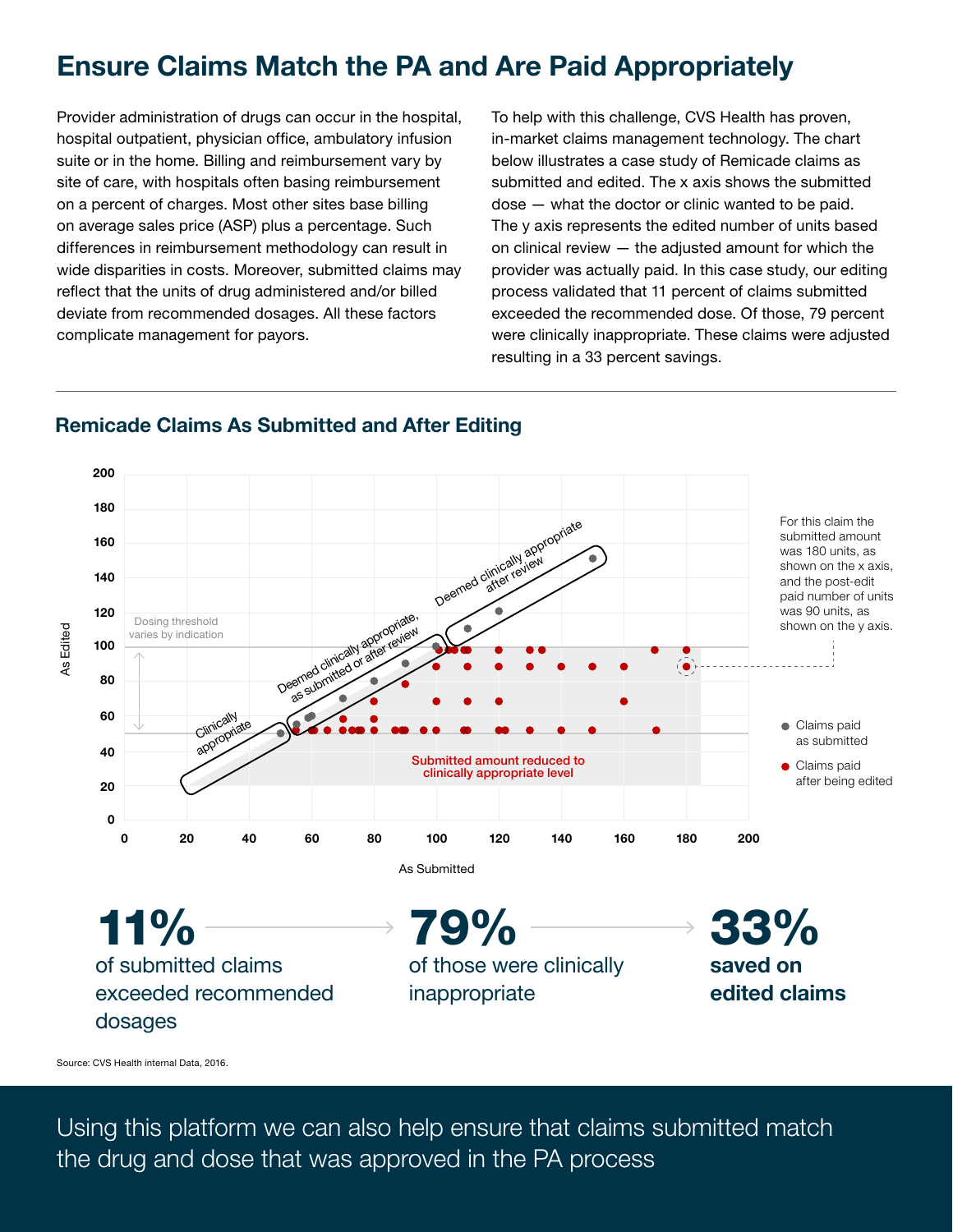# Ensure Claims Match the PA and Are Paid Appropriately

Provider administration of drugs can occur in the hospital, hospital outpatient, physician office, ambulatory infusion suite or in the home. Billing and reimbursement vary by site of care, with hospitals often basing reimbursement on a percent of charges. Most other sites base billing on average sales price (ASP) plus a percentage. Such differences in reimbursement methodology can result in wide disparities in costs. Moreover, submitted claims may reflect that the units of drug administered and/or billed deviate from recommended dosages. All these factors complicate management for payors.

To help with this challenge, CVS Health has proven, in-market claims management technology. The chart below illustrates a case study of Remicade claims as submitted and edited. The x axis shows the submitted dose — what the doctor or clinic wanted to be paid. The y axis represents the edited number of units based on clinical review — the adjusted amount for which the provider was actually paid. In this case study, our editing process validated that 11 percent of claims submitted exceeded the recommended dose. Of those, 79 percent were clinically inappropriate. These claims were adjusted resulting in a 33 percent savings.

## Remicade Claims As Submitted and After Editing

Chart annotations: Dosing threshold varies by indication; Clinically appropriate; Deemed clinically appropriate, as submitted or after review; Deemed clinically appropriate after review; Submitted amount reduced to clinically appropriate level. Axes: As Submitted (x), As Edited (y). Legend: Claims paid as submitted; Claims paid after being edited.

For this claim the submitted amount was 180 units, as shown on the x axis, and the post-edit paid number of units was 90 units, as shown on the y axis.

**11%** of submitted claims exceeded recommended dosages → **79%** of those were clinically inappropriate → **33% saved on edited claims**

Source: CVS Health internal Data, 2016.

Using this platform we can also help ensure that claims submitted match the drug and dose that was approved in the PA process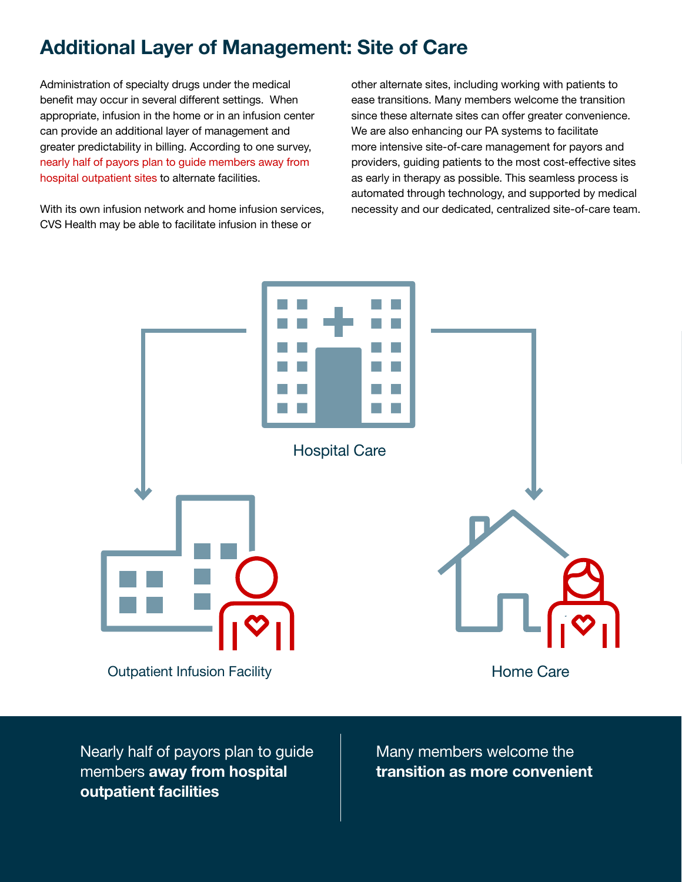# Additional Layer of Management: Site of Care

Administration of specialty drugs under the medical benefit may occur in several different settings. When appropriate, infusion in the home or in an infusion center can provide an additional layer of management and greater predictability in billing. According to one survey, nearly half of payors plan to guide members away from hospital outpatient sites to alternate facilities.

With its own infusion network and home infusion services, CVS Health may be able to facilitate infusion in these or other alternate sites, including working with patients to ease transitions. Many members welcome the transition since these alternate sites can offer greater convenience. We are also enhancing our PA systems to facilitate more intensive site-of-care management for payors and providers, guiding patients to the most cost-effective sites as early in therapy as possible. This seamless process is automated through technology, and supported by medical necessity and our dedicated, centralized site-of-care team.

Hospital Care

Outpatient Infusion Facility

Home Care

Nearly half of payors plan to guide members **away from hospital outpatient facilities**

Many members welcome the **transition as more convenient**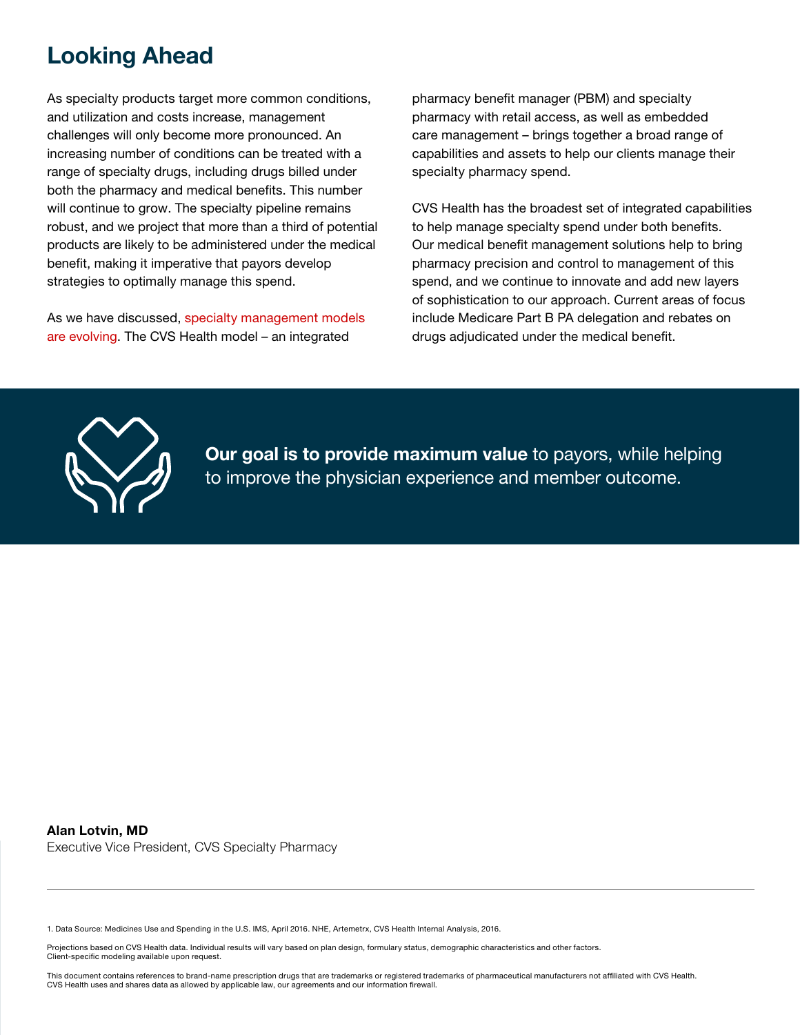## Looking Ahead

As specialty products target more common conditions, and utilization and costs increase, management challenges will only become more pronounced. An increasing number of conditions can be treated with a range of specialty drugs, including drugs billed under both the pharmacy and medical benefits. This number will continue to grow. The specialty pipeline remains robust, and we project that more than a third of potential products are likely to be administered under the medical benefit, making it imperative that payors develop strategies to optimally manage this spend.

As we have discussed, specialty management models are evolving. The CVS Health model – an integrated pharmacy benefit manager (PBM) and specialty pharmacy with retail access, as well as embedded care management – brings together a broad range of capabilities and assets to help our clients manage their specialty pharmacy spend.

CVS Health has the broadest set of integrated capabilities to help manage specialty spend under both benefits. Our medical benefit management solutions help to bring pharmacy precision and control to management of this spend, and we continue to innovate and add new layers of sophistication to our approach. Current areas of focus include Medicare Part B PA delegation and rebates on drugs adjudicated under the medical benefit.

**Our goal is to provide maximum value** to payors, while helping to improve the physician experience and member outcome.

**Alan Lotvin, MD**
Executive Vice President, CVS Specialty Pharmacy

---

1. Data Source: Medicines Use and Spending in the U.S. IMS, April 2016. NHE, Artemetrx, CVS Health Internal Analysis, 2016.

Projections based on CVS Health data. Individual results will vary based on plan design, formulary status, demographic characteristics and other factors. Client-specific modeling available upon request.

This document contains references to brand-name prescription drugs that are trademarks or registered trademarks of pharmaceutical manufacturers not affiliated with CVS Health. CVS Health uses and shares data as allowed by applicable law, our agreements and our information firewall.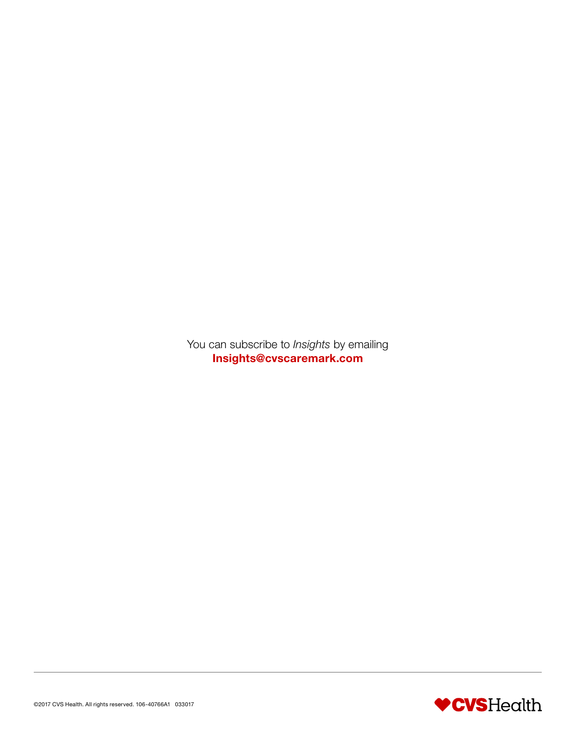You can subscribe to *Insights* by emailing
**Insights@cvscaremark.com**

©2017 CVS Health. All rights reserved. 106-40766A1 033017

CVSHealth